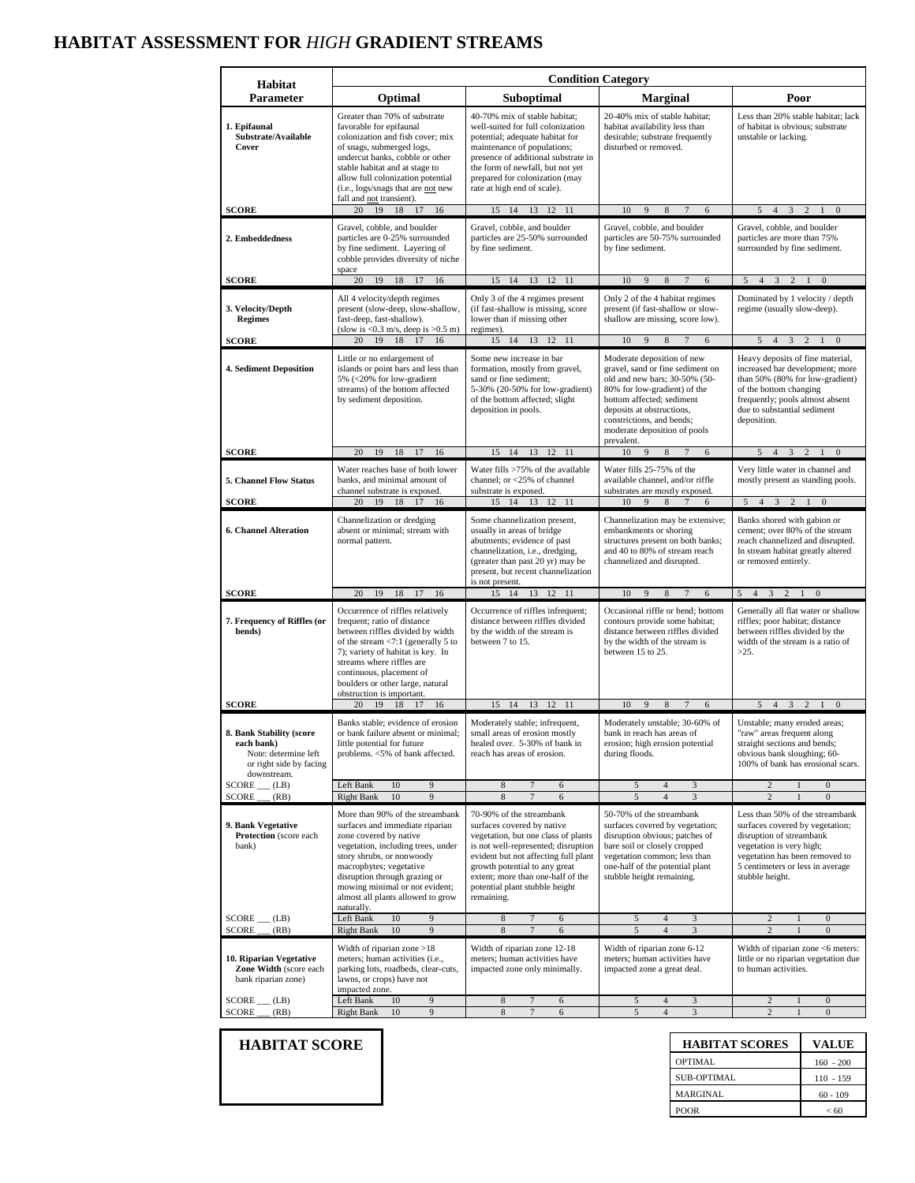# HABITAT ASSESSMENT FOR *HIGH* GRADIENT STREAMS

| Habitat Parameter | Condition Category | | | |
|---|---|---|---|---|
| | **Optimal** | **Suboptimal** | **Marginal** | **Poor** |
| **1. Epifaunal Substrate/Available Cover** | Greater than 70% of substrate favorable for epifaunal colonization and fish cover; mix of snags, submerged logs, undercut banks, cobble or other stable habitat and at stage to allow full colonization potential (i.e., logs/snags that are not new fall and not transient). | 40-70% mix of stable habitat; well-suited for full colonization potential; adequate habitat for maintenance of populations; presence of additional substrate in the form of newfall, but not yet prepared for colonization (may rate at high end of scale). | 20-40% mix of stable habitat; habitat availability less than desirable; substrate frequently disturbed or removed. | Less than 20% stable habitat; lack of habitat is obvious; substrate unstable or lacking. |
| **SCORE** | 20 19 18 17 16 | 15 14 13 12 11 | 10 9 8 7 6 | 5 4 3 2 1 0 |
| **2. Embeddedness** | Gravel, cobble, and boulder particles are 0-25% surrounded by fine sediment. Layering of cobble provides diversity of niche space | Gravel, cobble, and boulder particles are 25-50% surrounded by fine sediment. | Gravel, cobble, and boulder particles are 50-75% surrounded by fine sediment. | Gravel, cobble, and boulder particles are more than 75% surrounded by fine sediment. |
| **SCORE** | 20 19 18 17 16 | 15 14 13 12 11 | 10 9 8 7 6 | 5 4 3 2 1 0 |
| **3. Velocity/Depth Regimes** | All 4 velocity/depth regimes present (slow-deep, slow-shallow, fast-deep, fast-shallow). (slow is <0.3 m/s, deep is >0.5 m) | Only 3 of the 4 regimes present (if fast-shallow is missing, score lower than if missing other regimes). | Only 2 of the 4 habitat regimes present (if fast-shallow or slow-shallow are missing, score low). | Dominated by 1 velocity / depth regime (usually slow-deep). |
| **SCORE** | 20 19 18 17 16 | 15 14 13 12 11 | 10 9 8 7 6 | 5 4 3 2 1 0 |
| **4. Sediment Deposition** | Little or no enlargement of islands or point bars and less than 5% (<20% for low-gradient streams) of the bottom affected by sediment deposition. | Some new increase in bar formation, mostly from gravel, sand or fine sediment; 5-30% (20-50% for low-gradient) of the bottom affected; slight deposition in pools. | Moderate deposition of new gravel, sand or fine sediment on old and new bars; 30-50% (50-80% for low-gradient) of the bottom affected; sediment deposits at obstructions, constrictions, and bends; moderate deposition of pools prevalent. | Heavy deposits of fine material, increased bar development; more than 50% (80% for low-gradient) of the bottom changing frequently; pools almost absent due to substantial sediment deposition. |
| **SCORE** | 20 19 18 17 16 | 15 14 13 12 11 | 10 9 8 7 6 | 5 4 3 2 1 0 |
| **5. Channel Flow Status** | Water reaches base of both lower banks, and minimal amount of channel substrate is exposed. | Water fills >75% of the available channel; or <25% of channel substrate is exposed. | Water fills 25-75% of the available channel, and/or riffle substrates are mostly exposed. | Very little water in channel and mostly present as standing pools. |
| **SCORE** | 20 19 18 17 16 | 15 14 13 12 11 | 10 9 8 7 6 | 5 4 3 2 1 0 |
| **6. Channel Alteration** | Channelization or dredging absent or minimal; stream with normal pattern. | Some channelization present, usually in areas of bridge abutments; evidence of past channelization, i.e., dredging, (greater than past 20 yr) may be present, but recent channelization is not present. | Channelization may be extensive; embankments or shoring structures present on both banks; and 40 to 80% of stream reach channelized and disrupted. | Banks shored with gabion or cement; over 80% of the stream reach channelized and disrupted. In stream habitat greatly altered or removed entirely. |
| **SCORE** | 20 19 18 17 16 | 15 14 13 12 11 | 10 9 8 7 6 | 5 4 3 2 1 0 |
| **7. Frequency of Riffles (or bends)** | Occurrence of riffles relatively frequent; ratio of distance between riffles divided by width of the stream <7:1 (generally 5 to 7); variety of habitat is key. In streams where riffles are continuous, placement of boulders or other large, natural obstruction is important. | Occurrence of riffles infrequent; distance between riffles divided by the width of the stream is between 7 to 15. | Occasional riffle or bend; bottom contours provide some habitat; distance between riffles divided by the width of the stream is between 15 to 25. | Generally all flat water or shallow riffles; poor habitat; distance between riffles divided by the width of the stream is a ratio of >25. |
| **SCORE** | 20 19 18 17 16 | 15 14 13 12 11 | 10 9 8 7 6 | 5 4 3 2 1 0 |
| **8. Bank Stability (score each bank)** Note: determine left or right side by facing downstream. | Banks stable; evidence of erosion or bank failure absent or minimal; little potential for future problems. <5% of bank affected. | Moderately stable; infrequent, small areas of erosion mostly healed over. 5-30% of bank in reach has areas of erosion. | Moderately unstable; 30-60% of bank in reach has areas of erosion; high erosion potential during floods. | Unstable; many eroded areas; "raw" areas frequent along straight sections and bends; obvious bank sloughing; 60-100% of bank has erosional scars. |
| SCORE ___ (LB) | Left Bank 10 9 | 8 7 6 | 5 4 3 | 2 1 0 |
| SCORE ___ (RB) | Right Bank 10 9 | 8 7 6 | 5 4 3 | 2 1 0 |
| **9. Bank Vegetative Protection** (score each bank) | More than 90% of the streambank surfaces and immediate riparian zone covered by native vegetation, including trees, under story shrubs, or nonwoody macrophytes; vegetative disruption through grazing or mowing minimal or not evident; almost all plants allowed to grow naturally. | 70-90% of the streambank surfaces covered by native vegetation, but one class of plants is not well-represented; disruption evident but not affecting full plant growth potential to any great extent; more than one-half of the potential plant stubble height remaining. | 50-70% of the streambank surfaces covered by vegetation; disruption obvious; patches of bare soil or closely cropped vegetation common; less than one-half of the potential plant stubble height remaining. | Less than 50% of the streambank surfaces covered by vegetation; disruption of streambank vegetation is very high; vegetation has been removed to 5 centimeters or less in average stubble height. |
| SCORE ___ (LB) | Left Bank 10 9 | 8 7 6 | 5 4 3 | 2 1 0 |
| SCORE ___ (RB) | Right Bank 10 9 | 8 7 6 | 5 4 3 | 2 1 0 |
| **10. Riparian Vegetative Zone Width** (score each bank riparian zone) | Width of riparian zone >18 meters; human activities (i.e., parking lots, roadbeds, clear-cuts, lawns, or crops) have not impacted zone. | Width of riparian zone 12-18 meters; human activities have impacted zone only minimally. | Width of riparian zone 6-12 meters; human activities have impacted zone a great deal. | Width of riparian zone <6 meters: little or no riparian vegetation due to human activities. |
| SCORE ___ (LB) | Left Bank 10 9 | 8 7 6 | 5 4 3 | 2 1 0 |
| SCORE ___ (RB) | Right Bank 10 9 | 8 7 6 | 5 4 3 | 2 1 0 |

**HABITAT SCORE**

| HABITAT SCORES | VALUE |
|---|---|
| OPTIMAL | 160 - 200 |
| SUB-OPTIMAL | 110 - 159 |
| MARGINAL | 60 - 109 |
| POOR | < 60 |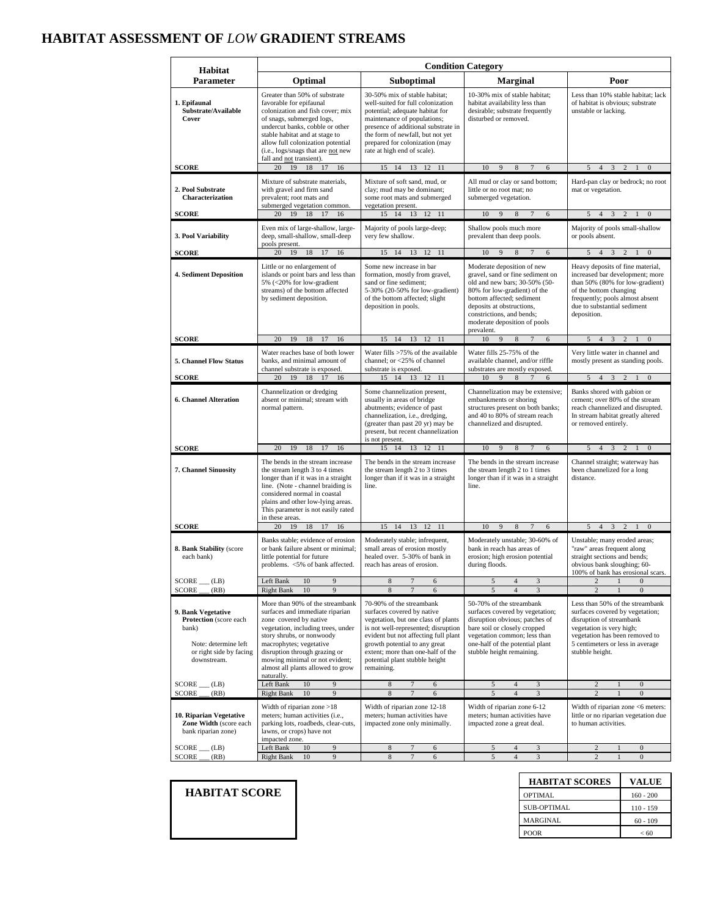# HABITAT ASSESSMENT OF *LOW* GRADIENT STREAMS

| Habitat Parameter | Condition Category | | | |
|---|---|---|---|---|
| | **Optimal** | **Suboptimal** | **Marginal** | **Poor** |
| **1. Epifaunal Substrate/Available Cover** | Greater than 50% of substrate favorable for epifaunal colonization and fish cover; mix of snags, submerged logs, undercut banks, cobble or other stable habitat and at stage to allow full colonization potential (i.e., logs/snags that are not new fall and not transient). | 30-50% mix of stable habitat; well-suited for full colonization potential; adequate habitat for maintenance of populations; presence of additional substrate in the form of newfall, but not yet prepared for colonization (may rate at high end of scale). | 10-30% mix of stable habitat; habitat availability less than desirable; substrate frequently disturbed or removed. | Less than 10% stable habitat; lack of habitat is obvious; substrate unstable or lacking. |
| **SCORE** | 20 19 18 17 16 | 15 14 13 12 11 | 10 9 8 7 6 | 5 4 3 2 1 0 |
| **2. Pool Substrate Characterization** | Mixture of substrate materials, with gravel and firm sand prevalent; root mats and submerged vegetation common. | Mixture of soft sand, mud, or clay; mud may be dominant; some root mats and submerged vegetation present. | All mud or clay or sand bottom; little or no root mat; no submerged vegetation. | Hard-pan clay or bedrock; no root mat or vegetation. |
| **SCORE** | 20 19 18 17 16 | 15 14 13 12 11 | 10 9 8 7 6 | 5 4 3 2 1 0 |
| **3. Pool Variability** | Even mix of large-shallow, large-deep, small-shallow, small-deep pools present. | Majority of pools large-deep; very few shallow. | Shallow pools much more prevalent than deep pools. | Majority of pools small-shallow or pools absent. |
| **SCORE** | 20 19 18 17 16 | 15 14 13 12 11 | 10 9 8 7 6 | 5 4 3 2 1 0 |
| **4. Sediment Deposition** | Little or no enlargement of islands or point bars and less than 5% (<20% for low-gradient streams) of the bottom affected by sediment deposition. | Some new increase in bar formation, mostly from gravel, sand or fine sediment; 5-30% (20-50% for low-gradient) of the bottom affected; slight deposition in pools. | Moderate deposition of new gravel, sand or fine sediment on old and new bars; 30-50% (50-80% for low-gradient) of the bottom affected; sediment deposits at obstructions, constrictions, and bends; moderate deposition of pools prevalent. | Heavy deposits of fine material, increased bar development; more than 50% (80% for low-gradient) of the bottom changing frequently; pools almost absent due to substantial sediment deposition. |
| **SCORE** | 20 19 18 17 16 | 15 14 13 12 11 | 10 9 8 7 6 | 5 4 3 2 1 0 |
| **5. Channel Flow Status** | Water reaches base of both lower banks, and minimal amount of channel substrate is exposed. | Water fills >75% of the available channel; or <25% of channel substrate is exposed. | Water fills 25-75% of the available channel, and/or riffle substrates are mostly exposed. | Very little water in channel and mostly present as standing pools. |
| **SCORE** | 20 19 18 17 16 | 15 14 13 12 11 | 10 9 8 7 6 | 5 4 3 2 1 0 |
| **6. Channel Alteration** | Channelization or dredging absent or minimal; stream with normal pattern. | Some channelization present, usually in areas of bridge abutments; evidence of past channelization, i.e., dredging, (greater than past 20 yr) may be present, but recent channelization is not present. | Channelization may be extensive; embankments or shoring structures present on both banks; and 40 to 80% of stream reach channelized and disrupted. | Banks shored with gabion or cement; over 80% of the stream reach channelized and disrupted. In stream habitat greatly altered or removed entirely. |
| **SCORE** | 20 19 18 17 16 | 15 14 13 12 11 | 10 9 8 7 6 | 5 4 3 2 1 0 |
| **7. Channel Sinuosity** | The bends in the stream increase the stream length 3 to 4 times longer than if it was in a straight line. (Note - channel braiding is considered normal in coastal plains and other low-lying areas. This parameter is not easily rated in these areas. | The bends in the stream increase the stream length 2 to 3 times longer than if it was in a straight line. | The bends in the stream increase the stream length 2 to 1 times longer than if it was in a straight line. | Channel straight; waterway has been channelized for a long distance. |
| **SCORE** | 20 19 18 17 16 | 15 14 13 12 11 | 10 9 8 7 6 | 5 4 3 2 1 0 |
| **8. Bank Stability** (score each bank) | Banks stable; evidence of erosion or bank failure absent or minimal; little potential for future problems. <5% of bank affected. | Moderately stable; infrequent, small areas of erosion mostly healed over. 5-30% of bank in reach has areas of erosion. | Moderately unstable; 30-60% of bank in reach has areas of erosion; high erosion potential during floods. | Unstable; many eroded areas; "raw" areas frequent along straight sections and bends; obvious bank sloughing; 60-100% of bank has erosional scars. |
| SCORE ___ (LB) | Left Bank 10 9 | 8 7 6 | 5 4 3 | 2 1 0 |
| SCORE ___ (RB) | Right Bank 10 9 | 8 7 6 | 5 4 3 | 2 1 0 |
| **9. Bank Vegetative Protection** (score each bank)<br><br>Note: determine left or right side by facing downstream. | More than 90% of the streambank surfaces and immediate riparian zone covered by native vegetation, including trees, under story shrubs, or nonwoody macrophytes; vegetative disruption through grazing or mowing minimal or not evident; almost all plants allowed to grow naturally. | 70-90% of the streambank surfaces covered by native vegetation, but one class of plants is not well-represented; disruption evident but not affecting full plant growth potential to any great extent; more than one-half of the potential plant stubble height remaining. | 50-70% of the streambank surfaces covered by vegetation; disruption obvious; patches of bare soil or closely cropped vegetation common; less than one-half of the potential plant stubble height remaining. | Less than 50% of the streambank surfaces covered by vegetation; disruption of streambank vegetation is very high; vegetation has been removed to 5 centimeters or less in average stubble height. |
| SCORE ___ (LB) | Left Bank 10 9 | 8 7 6 | 5 4 3 | 2 1 0 |
| SCORE ___ (RB) | Right Bank 10 9 | 8 7 6 | 5 4 3 | 2 1 0 |
| **10. Riparian Vegetative Zone Width** (score each bank riparian zone) | Width of riparian zone >18 meters; human activities (i.e., parking lots, roadbeds, clear-cuts, lawns, or crops) have not impacted zone. | Width of riparian zone 12-18 meters; human activities have impacted zone only minimally. | Width of riparian zone 6-12 meters; human activities have impacted zone a great deal. | Width of riparian zone <6 meters: little or no riparian vegetation due to human activities. |
| SCORE ___ (LB) | Left Bank 10 9 | 8 7 6 | 5 4 3 | 2 1 0 |
| SCORE ___ (RB) | Right Bank 10 9 | 8 7 6 | 5 4 3 | 2 1 0 |

**HABITAT SCORE**

| HABITAT SCORES | VALUE |
|---|---|
| OPTIMAL | 160 - 200 |
| SUB-OPTIMAL | 110 - 159 |
| MARGINAL | 60 - 109 |
| POOR | < 60 |